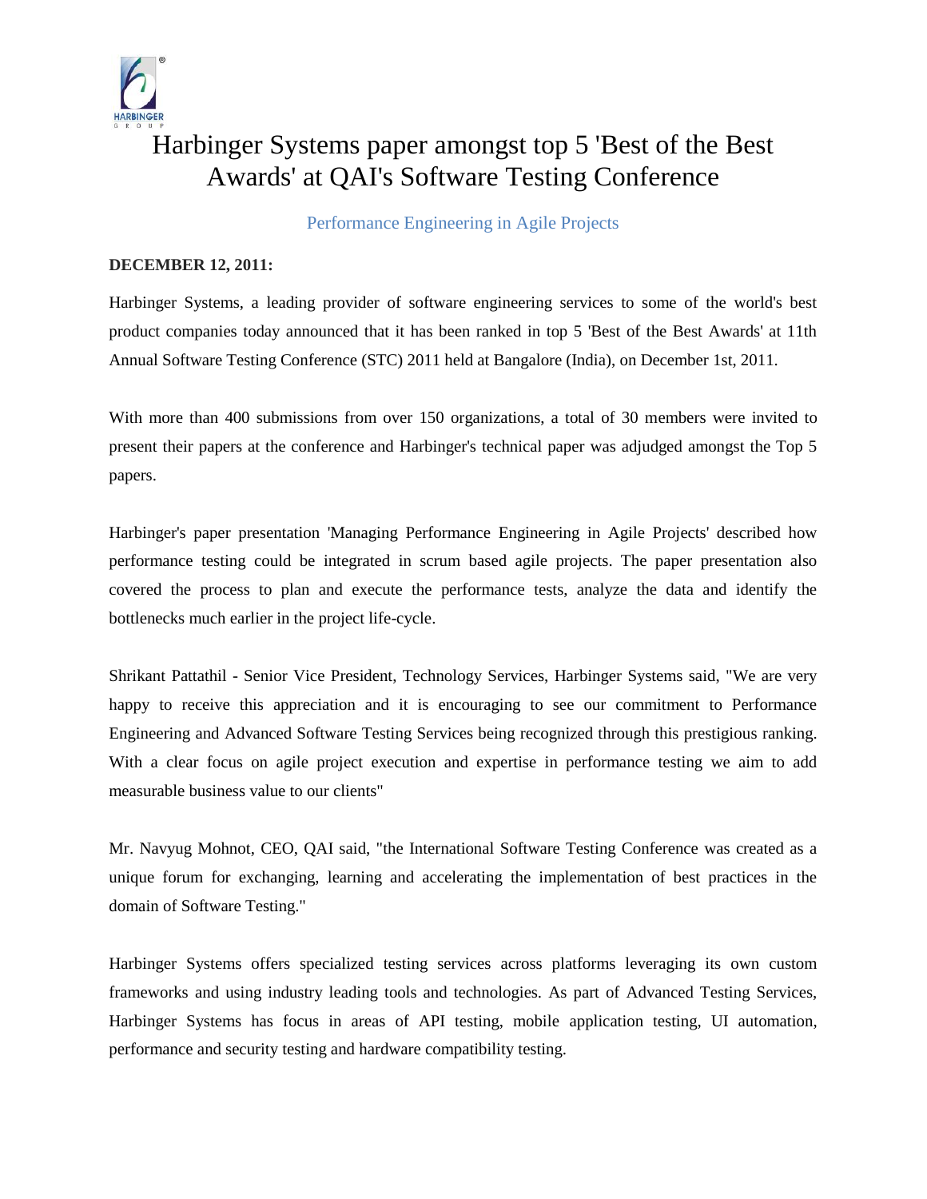# Harbinger Systems paper amongst top 5 'Best of the Best Awards' at QAI's Software Testing Conference

## Performance Engineering in Agile Projects

**DECEMBER 12, 2011:**

Harbinger Systems, a leading provider of software engineering services to some of the world's best product companies today announced that it has been ranked in top 5 'Best of the Best Awards' at 11th Annual Software Testing Conference (STC) 2011 held at Bangalore (India), on December 1st, 2011.

With more than 400 submissions from over 150 organizations, a total of 30 members were invited to present their papers at the conference and Harbinger's technical paper was adjudged amongst the Top 5 papers.

Harbinger's paper presentation 'Managing Performance Engineering in Agile Projects' described how performance testing could be integrated in scrum based agile projects. The paper presentation also covered the process to plan and execute the performance tests, analyze the data and identify the bottlenecks much earlier in the project life-cycle.

Shrikant Pattathil - Senior Vice President, Technology Services, Harbinger Systems said, "We are very happy to receive this appreciation and it is encouraging to see our commitment to Performance Engineering and Advanced Software Testing Services being recognized through this prestigious ranking. With a clear focus on agile project execution and expertise in performance testing we aim to add measurable business value to our clients"

Mr. Navyug Mohnot, CEO, QAI said, "the International Software Testing Conference was created as a unique forum for exchanging, learning and accelerating the implementation of best practices in the domain of Software Testing."

Harbinger Systems offers specialized testing services across platforms leveraging its own custom frameworks and using industry leading tools and technologies. As part of Advanced Testing Services, Harbinger Systems has focus in areas of API testing, mobile application testing, UI automation, performance and security testing and hardware compatibility testing.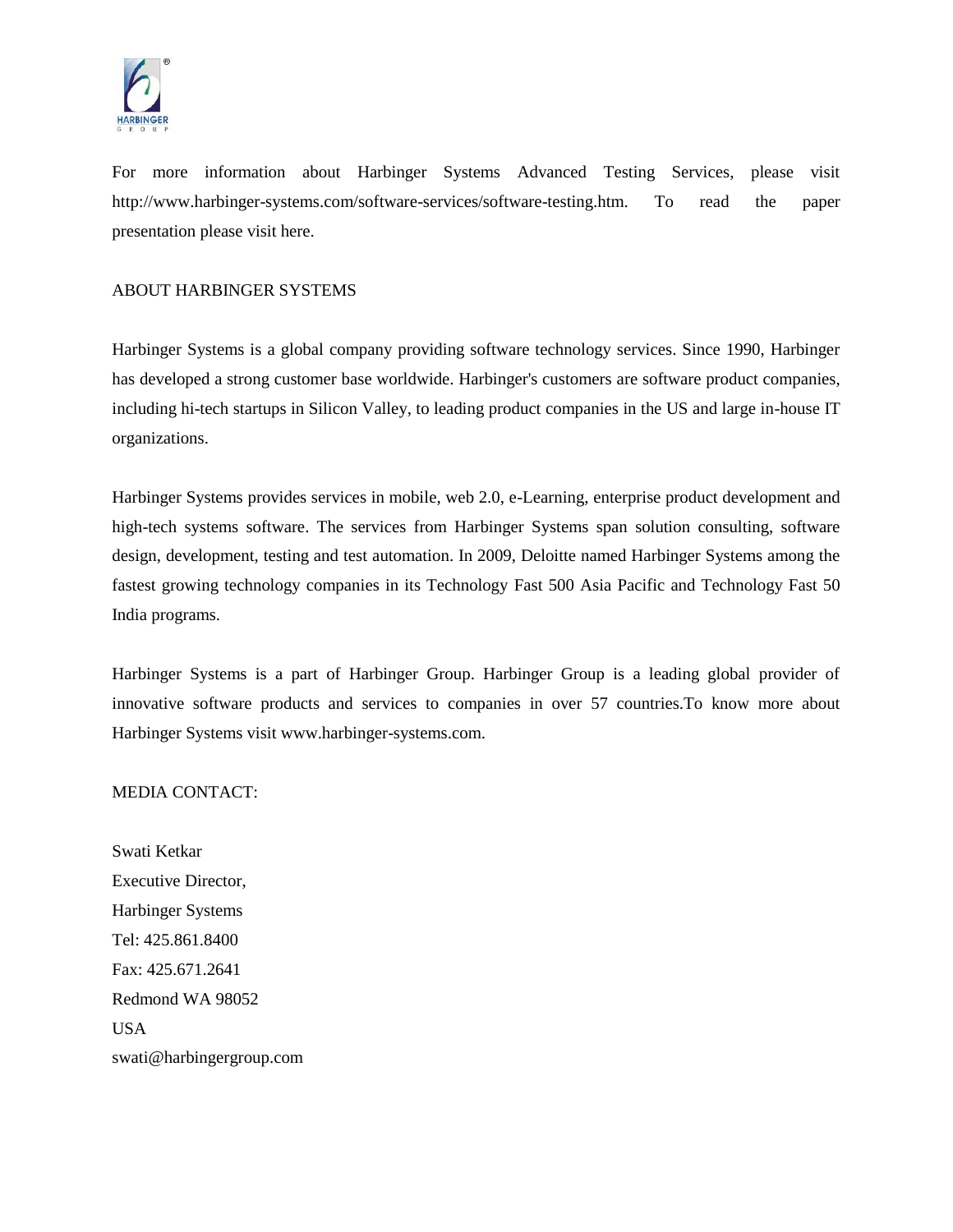For more information about Harbinger Systems Advanced Testing Services, please visit http://www.harbinger-systems.com/software-services/software-testing.htm. To read the paper presentation please visit here.

## ABOUT HARBINGER SYSTEMS

Harbinger Systems is a global company providing software technology services. Since 1990, Harbinger has developed a strong customer base worldwide. Harbinger's customers are software product companies, including hi-tech startups in Silicon Valley, to leading product companies in the US and large in-house IT organizations.

Harbinger Systems provides services in mobile, web 2.0, e-Learning, enterprise product development and high-tech systems software. The services from Harbinger Systems span solution consulting, software design, development, testing and test automation. In 2009, Deloitte named Harbinger Systems among the fastest growing technology companies in its Technology Fast 500 Asia Pacific and Technology Fast 50 India programs.

Harbinger Systems is a part of Harbinger Group. Harbinger Group is a leading global provider of innovative software products and services to companies in over 57 countries.To know more about Harbinger Systems visit www.harbinger-systems.com.

## MEDIA CONTACT:

Swati Ketkar  
Executive Director,  
Harbinger Systems  
Tel: 425.861.8400  
Fax: 425.671.2641  
Redmond WA 98052  
USA  
swati@harbingergroup.com